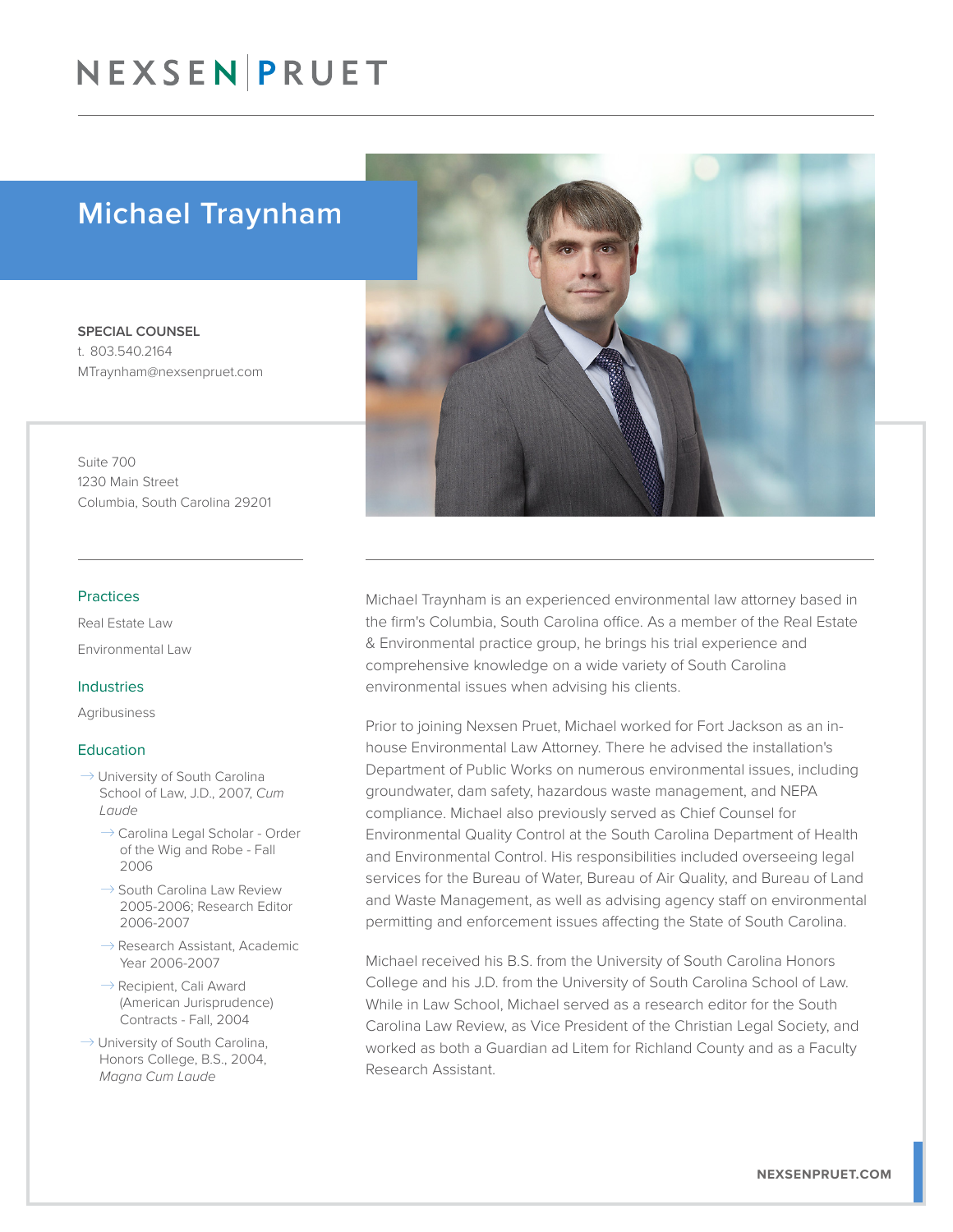# NEXSEN PRUET

## Michael Traynham

**SPECIAL COUNSEL**
t. 803.540.2164
MTraynham@nexsenpruet.com

Suite 700
1230 Main Street
Columbia, South Carolina 29201

### Practices

Real Estate Law

Environmental Law

### Industries

Agribusiness

### Education

- University of South Carolina School of Law, J.D., 2007, *Cum Laude*
  - Carolina Legal Scholar - Order of the Wig and Robe - Fall 2006
  - South Carolina Law Review 2005-2006; Research Editor 2006-2007
  - Research Assistant, Academic Year 2006-2007
  - Recipient, Cali Award (American Jurisprudence) Contracts - Fall, 2004
- University of South Carolina, Honors College, B.S., 2004, *Magna Cum Laude*

Michael Traynham is an experienced environmental law attorney based in the firm's Columbia, South Carolina office. As a member of the Real Estate & Environmental practice group, he brings his trial experience and comprehensive knowledge on a wide variety of South Carolina environmental issues when advising his clients.

Prior to joining Nexsen Pruet, Michael worked for Fort Jackson as an in-house Environmental Law Attorney. There he advised the installation's Department of Public Works on numerous environmental issues, including groundwater, dam safety, hazardous waste management, and NEPA compliance. Michael also previously served as Chief Counsel for Environmental Quality Control at the South Carolina Department of Health and Environmental Control. His responsibilities included overseeing legal services for the Bureau of Water, Bureau of Air Quality, and Bureau of Land and Waste Management, as well as advising agency staff on environmental permitting and enforcement issues affecting the State of South Carolina.

Michael received his B.S. from the University of South Carolina Honors College and his J.D. from the University of South Carolina School of Law. While in Law School, Michael served as a research editor for the South Carolina Law Review, as Vice President of the Christian Legal Society, and worked as both a Guardian ad Litem for Richland County and as a Faculty Research Assistant.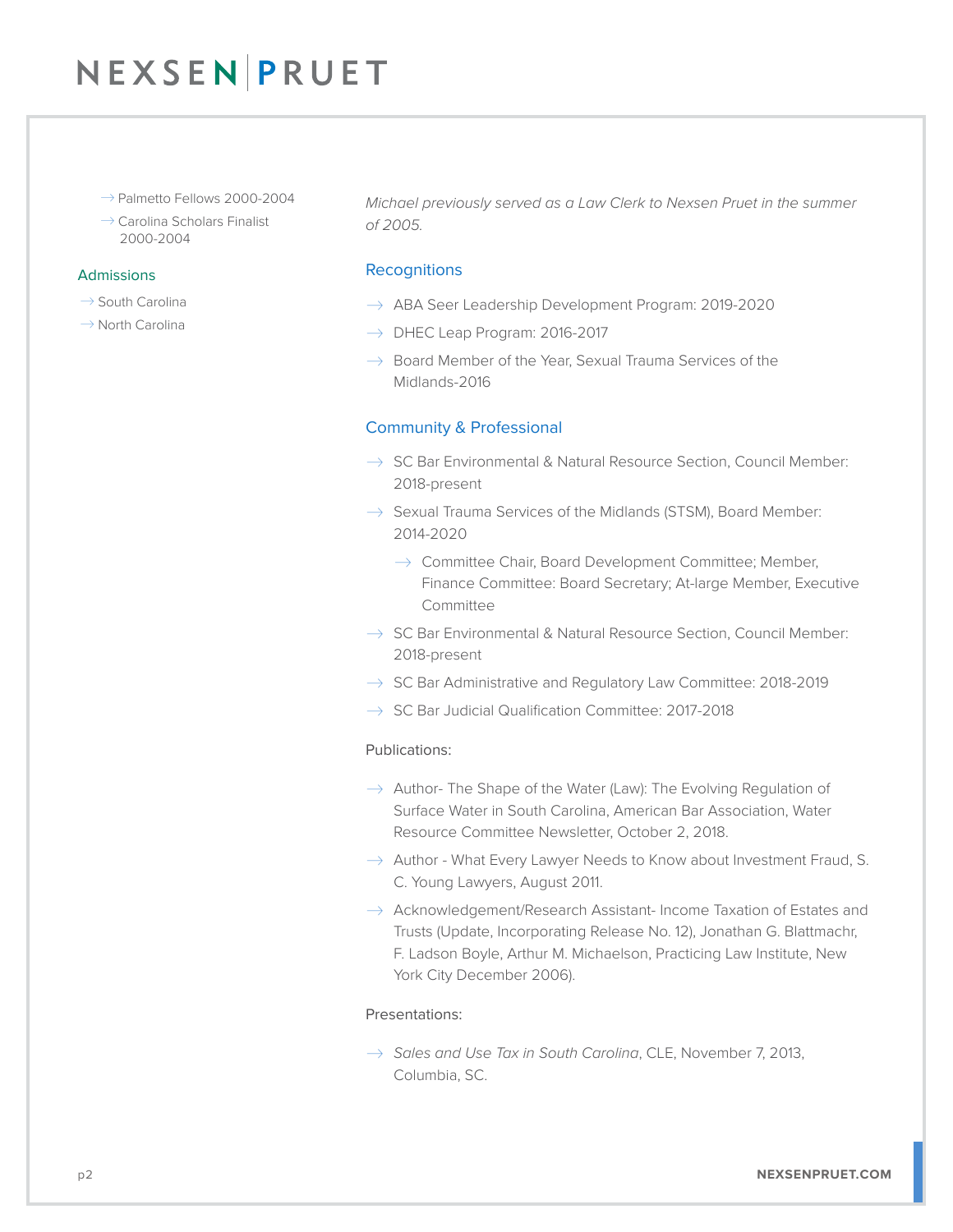- Palmetto Fellows 2000-2004
- Carolina Scholars Finalist 2000-2004

## Admissions

- South Carolina
- North Carolina

*Michael previously served as a Law Clerk to Nexsen Pruet in the summer of 2005.*

## Recognitions

- ABA Seer Leadership Development Program: 2019-2020
- DHEC Leap Program: 2016-2017
- Board Member of the Year, Sexual Trauma Services of the Midlands-2016

## Community & Professional

- SC Bar Environmental & Natural Resource Section, Council Member: 2018-present
- Sexual Trauma Services of the Midlands (STSM), Board Member: 2014-2020
  - Committee Chair, Board Development Committee; Member, Finance Committee: Board Secretary; At-large Member, Executive Committee
- SC Bar Environmental & Natural Resource Section, Council Member: 2018-present
- SC Bar Administrative and Regulatory Law Committee: 2018-2019
- SC Bar Judicial Qualification Committee: 2017-2018

Publications:

- Author- The Shape of the Water (Law): The Evolving Regulation of Surface Water in South Carolina, American Bar Association, Water Resource Committee Newsletter, October 2, 2018.
- Author - What Every Lawyer Needs to Know about Investment Fraud, S. C. Young Lawyers, August 2011.
- Acknowledgement/Research Assistant- Income Taxation of Estates and Trusts (Update, Incorporating Release No. 12), Jonathan G. Blattmachr, F. Ladson Boyle, Arthur M. Michaelson, Practicing Law Institute, New York City December 2006).

Presentations:

- *Sales and Use Tax in South Carolina*, CLE, November 7, 2013, Columbia, SC.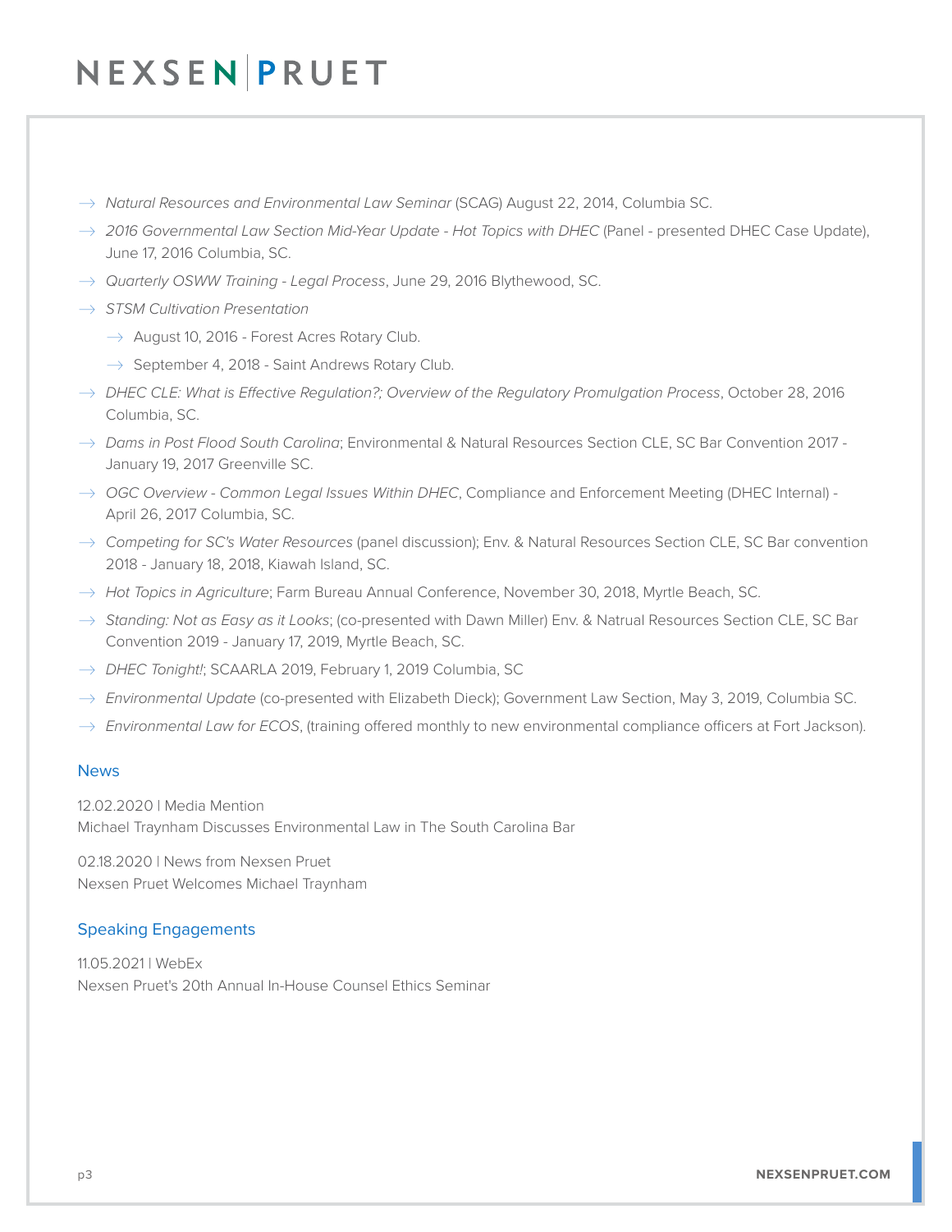- *Natural Resources and Environmental Law Seminar* (SCAG) August 22, 2014, Columbia SC.
- *2016 Governmental Law Section Mid-Year Update - Hot Topics with DHEC* (Panel - presented DHEC Case Update), June 17, 2016 Columbia, SC.
- *Quarterly OSWW Training - Legal Process*, June 29, 2016 Blythewood, SC.
- *STSM Cultivation Presentation*
  - August 10, 2016 - Forest Acres Rotary Club.
  - September 4, 2018 - Saint Andrews Rotary Club.
- *DHEC CLE: What is Effective Regulation?; Overview of the Regulatory Promulgation Process*, October 28, 2016 Columbia, SC.
- *Dams in Post Flood South Carolina*; Environmental & Natural Resources Section CLE, SC Bar Convention 2017 - January 19, 2017 Greenville SC.
- *OGC Overview - Common Legal Issues Within DHEC*, Compliance and Enforcement Meeting (DHEC Internal) - April 26, 2017 Columbia, SC.
- *Competing for SC's Water Resources* (panel discussion); Env. & Natural Resources Section CLE, SC Bar convention 2018 - January 18, 2018, Kiawah Island, SC.
- *Hot Topics in Agriculture*; Farm Bureau Annual Conference, November 30, 2018, Myrtle Beach, SC.
- *Standing: Not as Easy as it Looks*; (co-presented with Dawn Miller) Env. & Natrual Resources Section CLE, SC Bar Convention 2019 - January 17, 2019, Myrtle Beach, SC.
- *DHEC Tonight!*; SCAARLA 2019, February 1, 2019 Columbia, SC
- *Environmental Update* (co-presented with Elizabeth Dieck); Government Law Section, May 3, 2019, Columbia SC.
- *Environmental Law for ECOS*, (training offered monthly to new environmental compliance officers at Fort Jackson).

## News

12.02.2020 | Media Mention
Michael Traynham Discusses Environmental Law in The South Carolina Bar

02.18.2020 | News from Nexsen Pruet
Nexsen Pruet Welcomes Michael Traynham

## Speaking Engagements

11.05.2021 | WebEx
Nexsen Pruet's 20th Annual In-House Counsel Ethics Seminar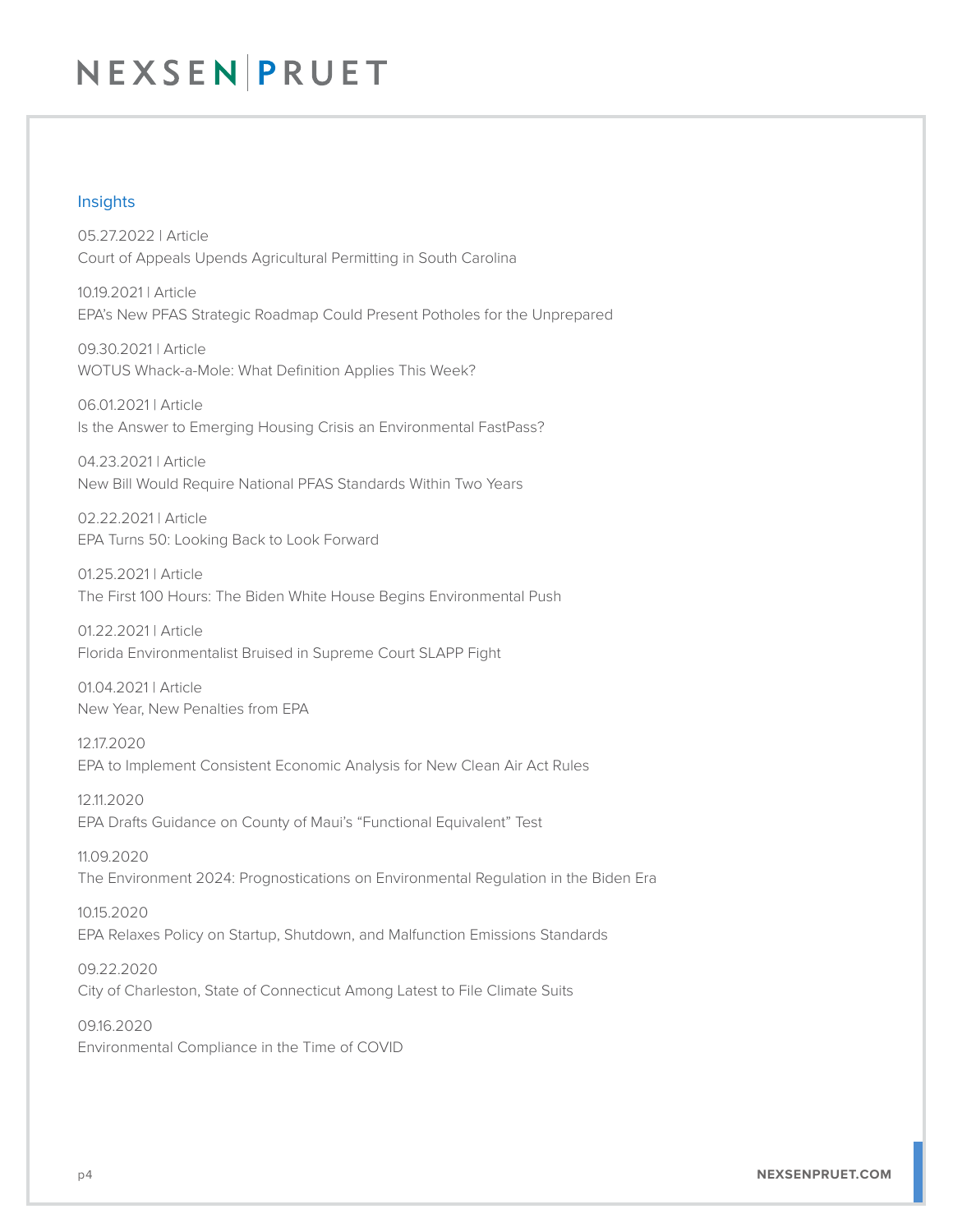## Insights

05.27.2022 | Article
Court of Appeals Upends Agricultural Permitting in South Carolina

10.19.2021 | Article
EPA's New PFAS Strategic Roadmap Could Present Potholes for the Unprepared

09.30.2021 | Article
WOTUS Whack-a-Mole: What Definition Applies This Week?

06.01.2021 | Article
Is the Answer to Emerging Housing Crisis an Environmental FastPass?

04.23.2021 | Article
New Bill Would Require National PFAS Standards Within Two Years

02.22.2021 | Article
EPA Turns 50: Looking Back to Look Forward

01.25.2021 | Article
The First 100 Hours: The Biden White House Begins Environmental Push

01.22.2021 | Article
Florida Environmentalist Bruised in Supreme Court SLAPP Fight

01.04.2021 | Article
New Year, New Penalties from EPA

12.17.2020
EPA to Implement Consistent Economic Analysis for New Clean Air Act Rules

12.11.2020
EPA Drafts Guidance on County of Maui's "Functional Equivalent" Test

11.09.2020
The Environment 2024: Prognostications on Environmental Regulation in the Biden Era

10.15.2020
EPA Relaxes Policy on Startup, Shutdown, and Malfunction Emissions Standards

09.22.2020
City of Charleston, State of Connecticut Among Latest to File Climate Suits

09.16.2020
Environmental Compliance in the Time of COVID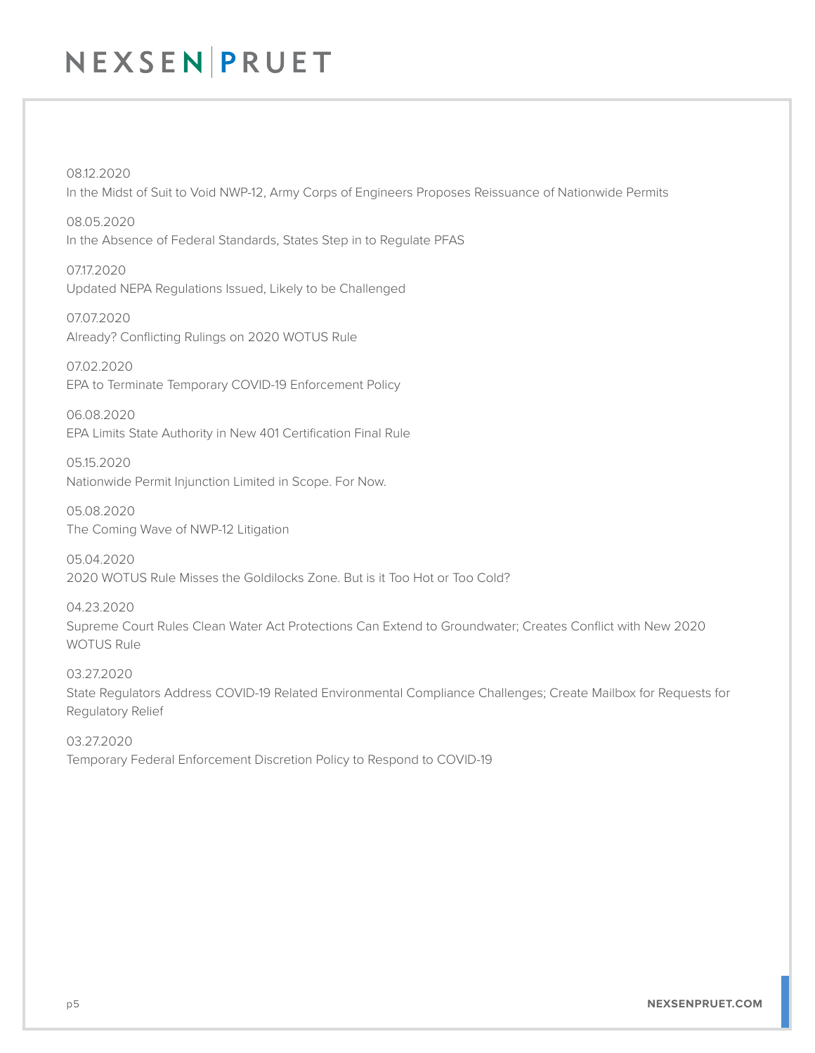08.12.2020
In the Midst of Suit to Void NWP-12, Army Corps of Engineers Proposes Reissuance of Nationwide Permits

08.05.2020
In the Absence of Federal Standards, States Step in to Regulate PFAS

07.17.2020
Updated NEPA Regulations Issued, Likely to be Challenged

07.07.2020
Already? Conflicting Rulings on 2020 WOTUS Rule

07.02.2020
EPA to Terminate Temporary COVID-19 Enforcement Policy

06.08.2020
EPA Limits State Authority in New 401 Certification Final Rule

05.15.2020
Nationwide Permit Injunction Limited in Scope. For Now.

05.08.2020
The Coming Wave of NWP-12 Litigation

05.04.2020
2020 WOTUS Rule Misses the Goldilocks Zone. But is it Too Hot or Too Cold?

04.23.2020
Supreme Court Rules Clean Water Act Protections Can Extend to Groundwater; Creates Conflict with New 2020 WOTUS Rule

03.27.2020
State Regulators Address COVID-19 Related Environmental Compliance Challenges; Create Mailbox for Requests for Regulatory Relief

03.27.2020
Temporary Federal Enforcement Discretion Policy to Respond to COVID-19